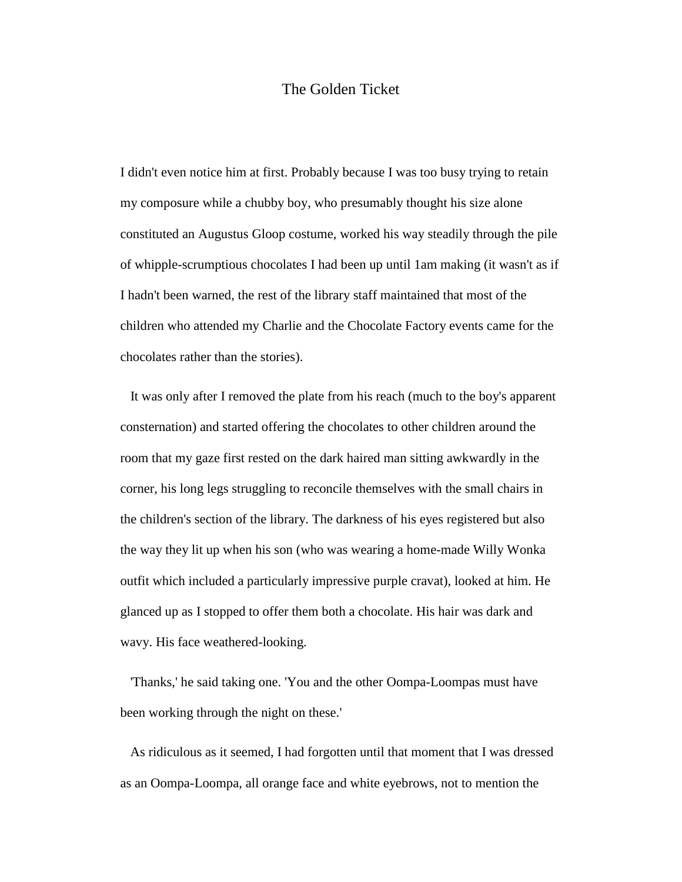# The Golden Ticket

I didn't even notice him at first. Probably because I was too busy trying to retain my composure while a chubby boy, who presumably thought his size alone constituted an Augustus Gloop costume, worked his way steadily through the pile of whipple-scrumptious chocolates I had been up until 1am making (it wasn't as if I hadn't been warned, the rest of the library staff maintained that most of the children who attended my Charlie and the Chocolate Factory events came for the chocolates rather than the stories).

It was only after I removed the plate from his reach (much to the boy's apparent consternation) and started offering the chocolates to other children around the room that my gaze first rested on the dark haired man sitting awkwardly in the corner, his long legs struggling to reconcile themselves with the small chairs in the children's section of the library. The darkness of his eyes registered but also the way they lit up when his son (who was wearing a home-made Willy Wonka outfit which included a particularly impressive purple cravat), looked at him. He glanced up as I stopped to offer them both a chocolate. His hair was dark and wavy. His face weathered-looking.

'Thanks,' he said taking one. 'You and the other Oompa-Loompas must have been working through the night on these.'

As ridiculous as it seemed, I had forgotten until that moment that I was dressed as an Oompa-Loompa, all orange face and white eyebrows, not to mention the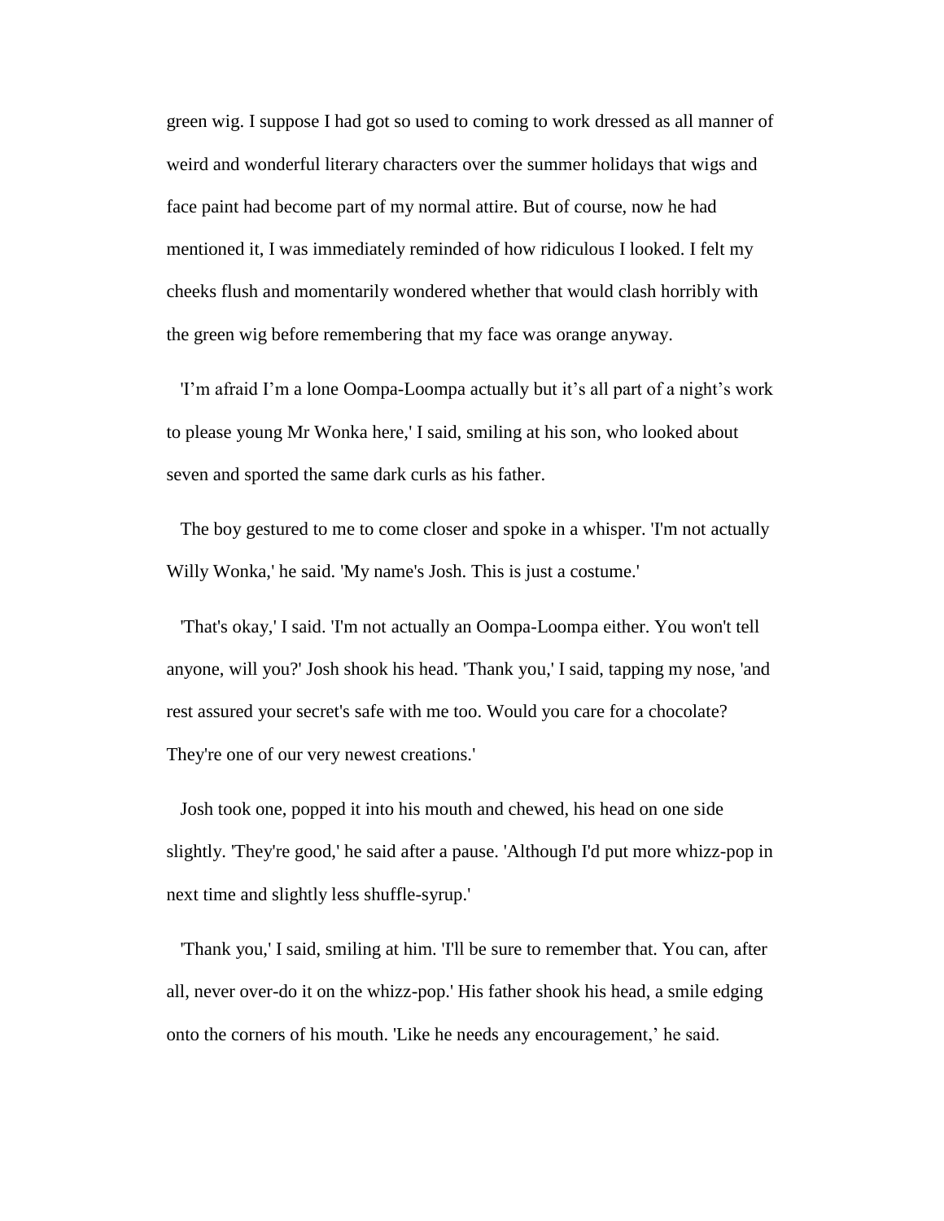green wig. I suppose I had got so used to coming to work dressed as all manner of weird and wonderful literary characters over the summer holidays that wigs and face paint had become part of my normal attire. But of course, now he had mentioned it, I was immediately reminded of how ridiculous I looked. I felt my cheeks flush and momentarily wondered whether that would clash horribly with the green wig before remembering that my face was orange anyway.

'I'm afraid I'm a lone Oompa-Loompa actually but it's all part of a night's work to please young Mr Wonka here,' I said, smiling at his son, who looked about seven and sported the same dark curls as his father.

The boy gestured to me to come closer and spoke in a whisper. 'I'm not actually Willy Wonka,' he said. 'My name's Josh. This is just a costume.'

'That's okay,' I said. 'I'm not actually an Oompa-Loompa either. You won't tell anyone, will you?' Josh shook his head. 'Thank you,' I said, tapping my nose, 'and rest assured your secret's safe with me too. Would you care for a chocolate? They're one of our very newest creations.'

Josh took one, popped it into his mouth and chewed, his head on one side slightly. 'They're good,' he said after a pause. 'Although I'd put more whizz-pop in next time and slightly less shuffle-syrup.'

'Thank you,' I said, smiling at him. 'I'll be sure to remember that. You can, after all, never over-do it on the whizz-pop.' His father shook his head, a smile edging onto the corners of his mouth. 'Like he needs any encouragement,' he said.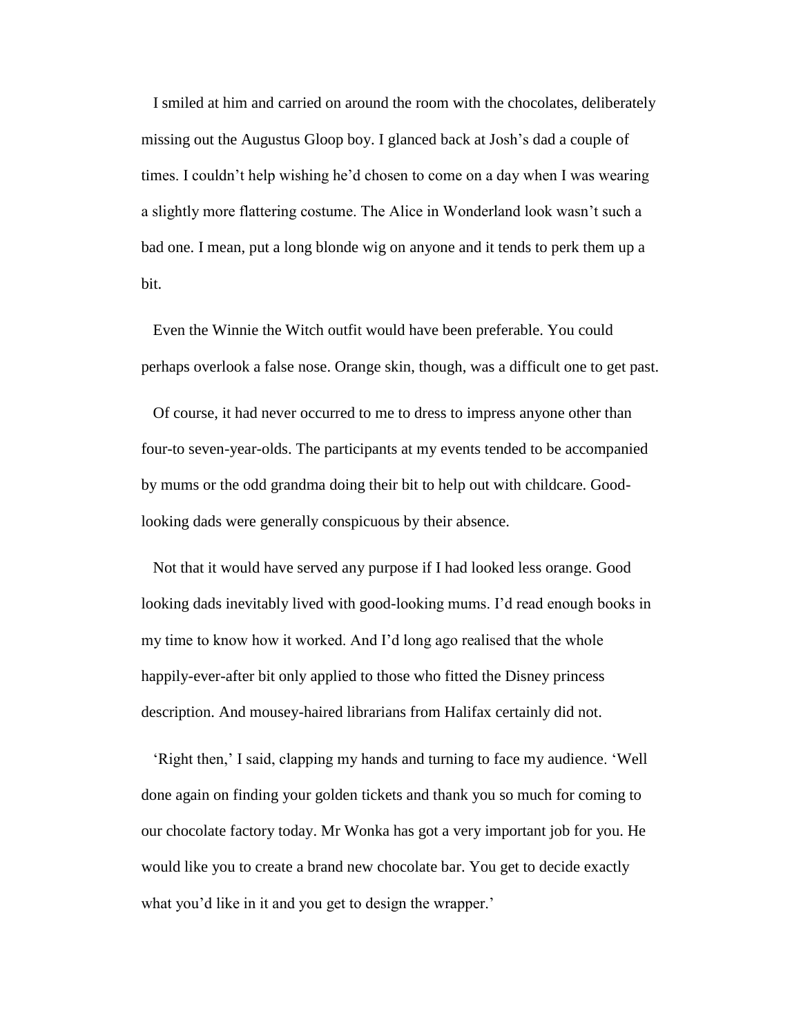I smiled at him and carried on around the room with the chocolates, deliberately missing out the Augustus Gloop boy. I glanced back at Josh's dad a couple of times. I couldn't help wishing he'd chosen to come on a day when I was wearing a slightly more flattering costume. The Alice in Wonderland look wasn't such a bad one. I mean, put a long blonde wig on anyone and it tends to perk them up a bit.

Even the Winnie the Witch outfit would have been preferable. You could perhaps overlook a false nose. Orange skin, though, was a difficult one to get past.

Of course, it had never occurred to me to dress to impress anyone other than four-to seven-year-olds. The participants at my events tended to be accompanied by mums or the odd grandma doing their bit to help out with childcare. Good-looking dads were generally conspicuous by their absence.

Not that it would have served any purpose if I had looked less orange. Good looking dads inevitably lived with good-looking mums. I'd read enough books in my time to know how it worked. And I'd long ago realised that the whole happily-ever-after bit only applied to those who fitted the Disney princess description. And mousey-haired librarians from Halifax certainly did not.

'Right then,' I said, clapping my hands and turning to face my audience. 'Well done again on finding your golden tickets and thank you so much for coming to our chocolate factory today. Mr Wonka has got a very important job for you. He would like you to create a brand new chocolate bar. You get to decide exactly what you'd like in it and you get to design the wrapper.'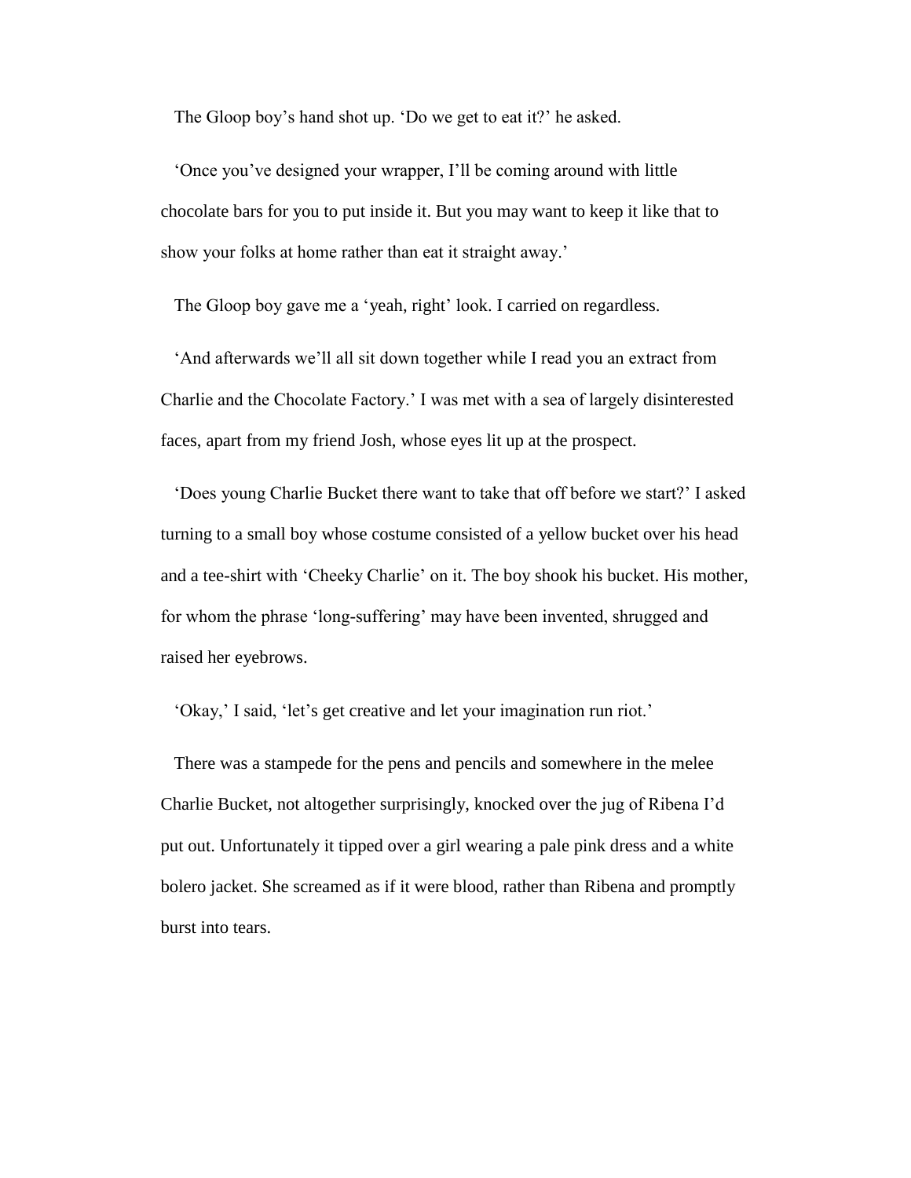The Gloop boy's hand shot up. 'Do we get to eat it?' he asked.

'Once you've designed your wrapper, I'll be coming around with little chocolate bars for you to put inside it. But you may want to keep it like that to show your folks at home rather than eat it straight away.'

The Gloop boy gave me a 'yeah, right' look. I carried on regardless.

'And afterwards we'll all sit down together while I read you an extract from Charlie and the Chocolate Factory.' I was met with a sea of largely disinterested faces, apart from my friend Josh, whose eyes lit up at the prospect.

'Does young Charlie Bucket there want to take that off before we start?' I asked turning to a small boy whose costume consisted of a yellow bucket over his head and a tee-shirt with 'Cheeky Charlie' on it. The boy shook his bucket. His mother, for whom the phrase 'long-suffering' may have been invented, shrugged and raised her eyebrows.

'Okay,' I said, 'let's get creative and let your imagination run riot.'

There was a stampede for the pens and pencils and somewhere in the melee Charlie Bucket, not altogether surprisingly, knocked over the jug of Ribena I'd put out. Unfortunately it tipped over a girl wearing a pale pink dress and a white bolero jacket. She screamed as if it were blood, rather than Ribena and promptly burst into tears.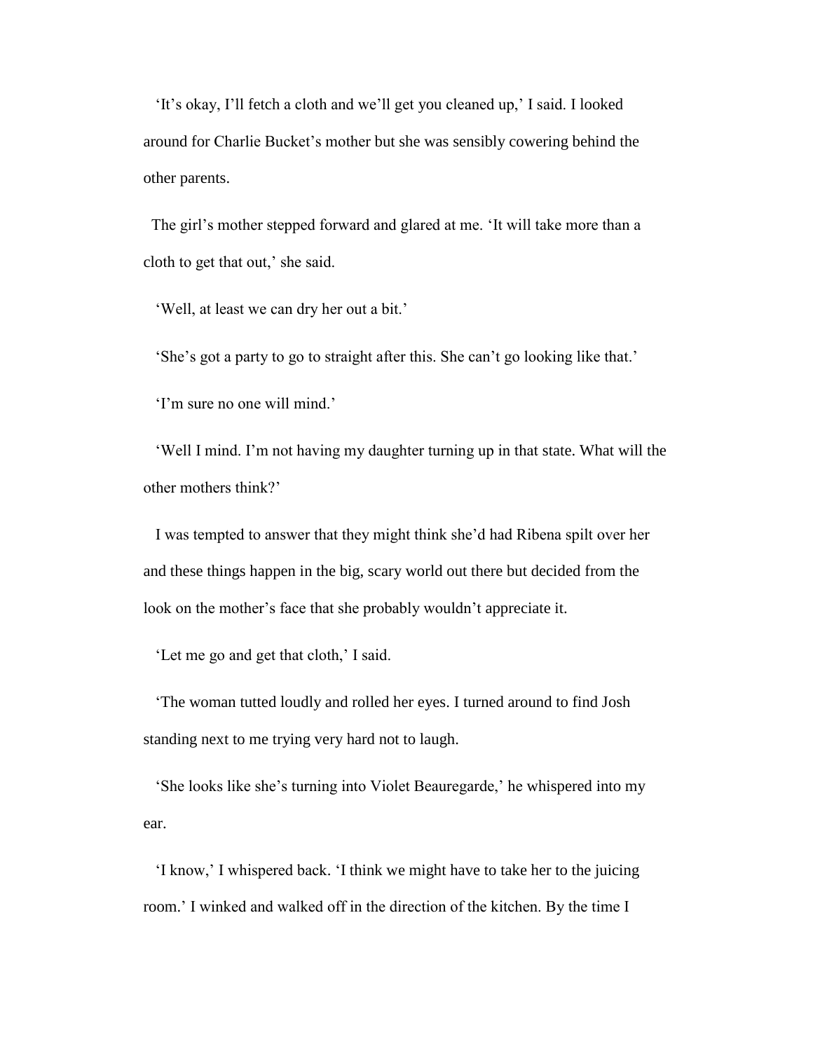'It's okay, I'll fetch a cloth and we'll get you cleaned up,' I said. I looked around for Charlie Bucket's mother but she was sensibly cowering behind the other parents.

The girl's mother stepped forward and glared at me. 'It will take more than a cloth to get that out,' she said.

'Well, at least we can dry her out a bit.'

'She's got a party to go to straight after this. She can't go looking like that.'

'I'm sure no one will mind.'

'Well I mind. I'm not having my daughter turning up in that state. What will the other mothers think?'

I was tempted to answer that they might think she'd had Ribena spilt over her and these things happen in the big, scary world out there but decided from the look on the mother's face that she probably wouldn't appreciate it.

'Let me go and get that cloth,' I said.

'The woman tutted loudly and rolled her eyes. I turned around to find Josh standing next to me trying very hard not to laugh.

'She looks like she's turning into Violet Beauregarde,' he whispered into my ear.

'I know,' I whispered back. 'I think we might have to take her to the juicing room.' I winked and walked off in the direction of the kitchen. By the time I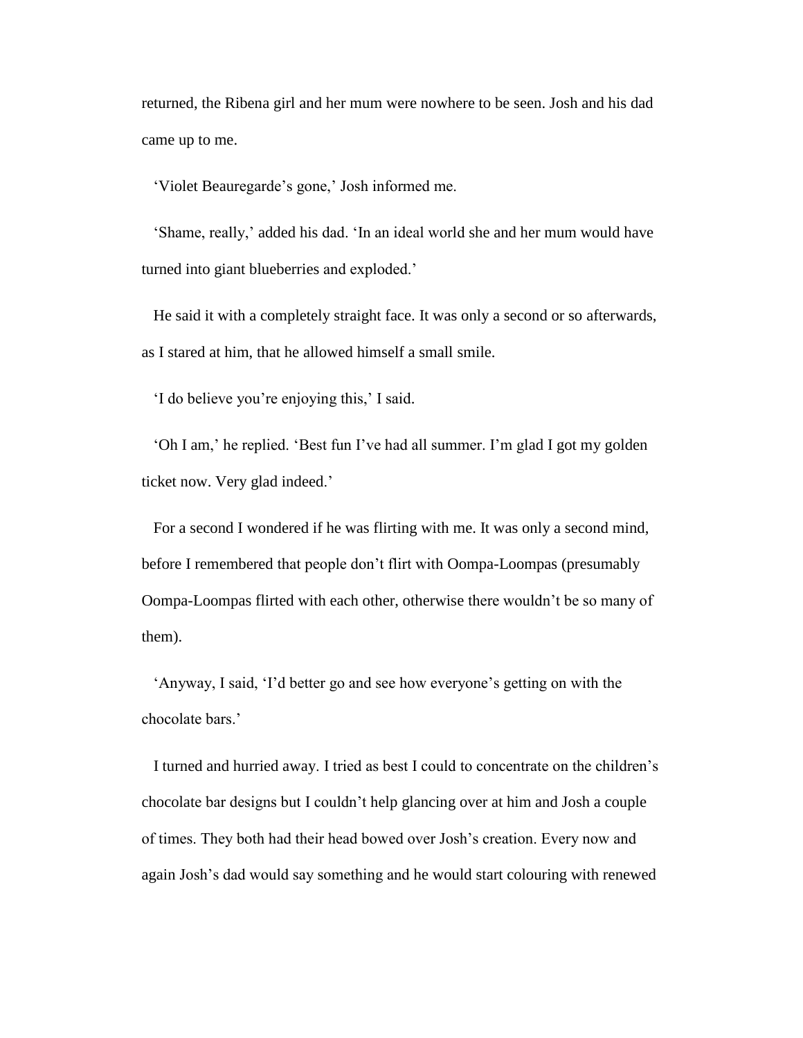returned, the Ribena girl and her mum were nowhere to be seen. Josh and his dad came up to me.

'Violet Beauregarde's gone,' Josh informed me.

'Shame, really,' added his dad. 'In an ideal world she and her mum would have turned into giant blueberries and exploded.'

He said it with a completely straight face. It was only a second or so afterwards, as I stared at him, that he allowed himself a small smile.

'I do believe you're enjoying this,' I said.

'Oh I am,' he replied. 'Best fun I've had all summer. I'm glad I got my golden ticket now. Very glad indeed.'

For a second I wondered if he was flirting with me. It was only a second mind, before I remembered that people don't flirt with Oompa-Loompas (presumably Oompa-Loompas flirted with each other, otherwise there wouldn't be so many of them).

'Anyway, I said, 'I'd better go and see how everyone's getting on with the chocolate bars.'

I turned and hurried away. I tried as best I could to concentrate on the children's chocolate bar designs but I couldn't help glancing over at him and Josh a couple of times. They both had their head bowed over Josh's creation. Every now and again Josh's dad would say something and he would start colouring with renewed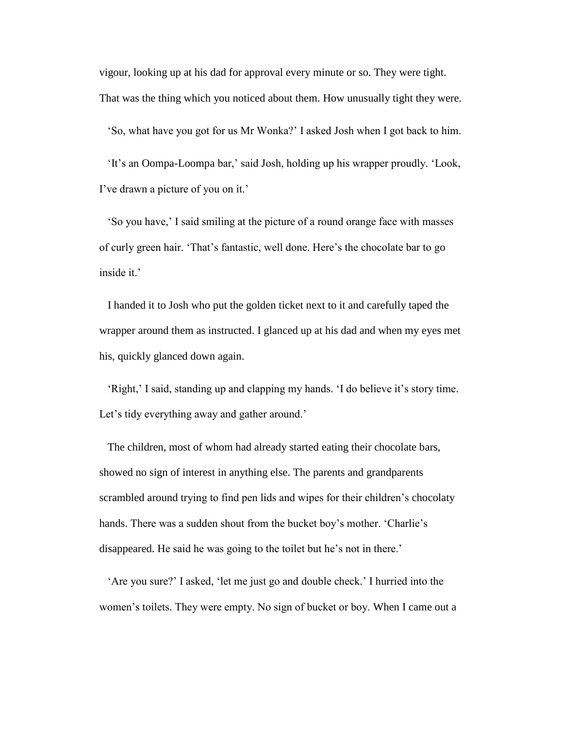vigour, looking up at his dad for approval every minute or so. They were tight. That was the thing which you noticed about them. How unusually tight they were.

'So, what have you got for us Mr Wonka?' I asked Josh when I got back to him.

'It's an Oompa-Loompa bar,' said Josh, holding up his wrapper proudly. 'Look, I've drawn a picture of you on it.'

'So you have,' I said smiling at the picture of a round orange face with masses of curly green hair. 'That's fantastic, well done. Here's the chocolate bar to go inside it.'

I handed it to Josh who put the golden ticket next to it and carefully taped the wrapper around them as instructed. I glanced up at his dad and when my eyes met his, quickly glanced down again.

'Right,' I said, standing up and clapping my hands. 'I do believe it's story time. Let's tidy everything away and gather around.'

The children, most of whom had already started eating their chocolate bars, showed no sign of interest in anything else. The parents and grandparents scrambled around trying to find pen lids and wipes for their children's chocolaty hands. There was a sudden shout from the bucket boy's mother. 'Charlie's disappeared. He said he was going to the toilet but he's not in there.'

'Are you sure?' I asked, 'let me just go and double check.' I hurried into the women's toilets. They were empty. No sign of bucket or boy. When I came out a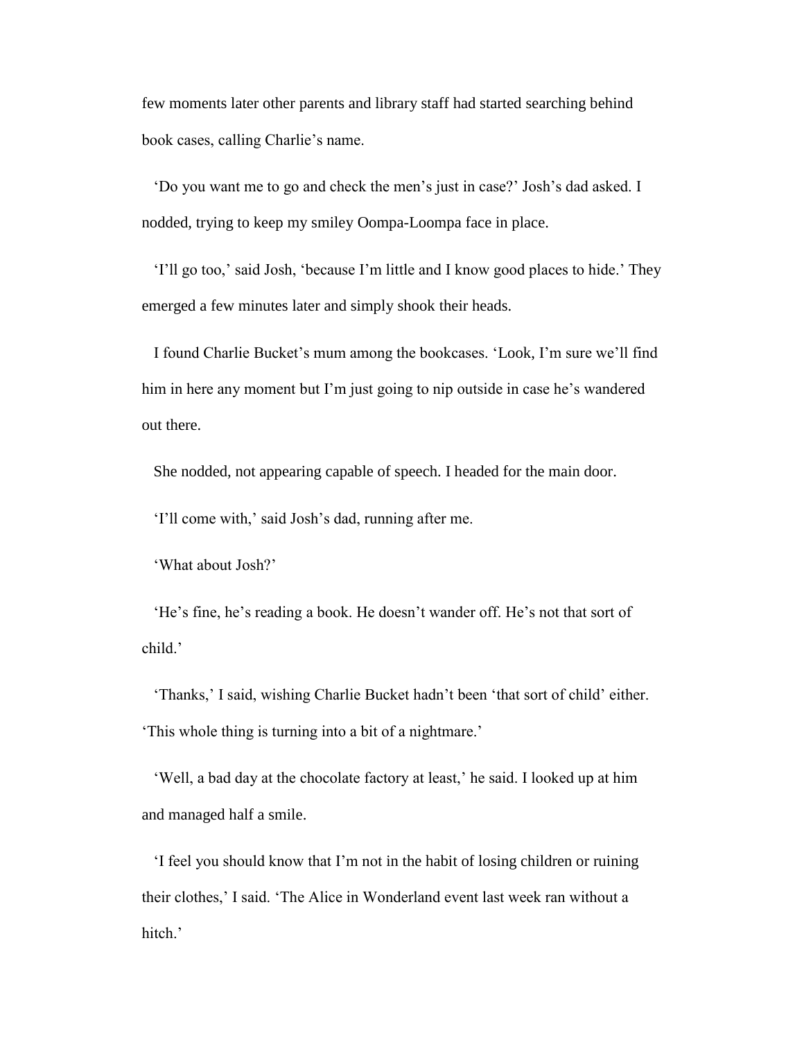few moments later other parents and library staff had started searching behind book cases, calling Charlie's name.

'Do you want me to go and check the men's just in case?' Josh's dad asked. I nodded, trying to keep my smiley Oompa-Loompa face in place.

'I'll go too,' said Josh, 'because I'm little and I know good places to hide.' They emerged a few minutes later and simply shook their heads.

I found Charlie Bucket's mum among the bookcases. 'Look, I'm sure we'll find him in here any moment but I'm just going to nip outside in case he's wandered out there.

She nodded, not appearing capable of speech. I headed for the main door.

'I'll come with,' said Josh's dad, running after me.

'What about Josh?'

'He's fine, he's reading a book. He doesn't wander off. He's not that sort of child.'

'Thanks,' I said, wishing Charlie Bucket hadn't been 'that sort of child' either. 'This whole thing is turning into a bit of a nightmare.'

'Well, a bad day at the chocolate factory at least,' he said. I looked up at him and managed half a smile.

'I feel you should know that I'm not in the habit of losing children or ruining their clothes,' I said. 'The Alice in Wonderland event last week ran without a hitch.'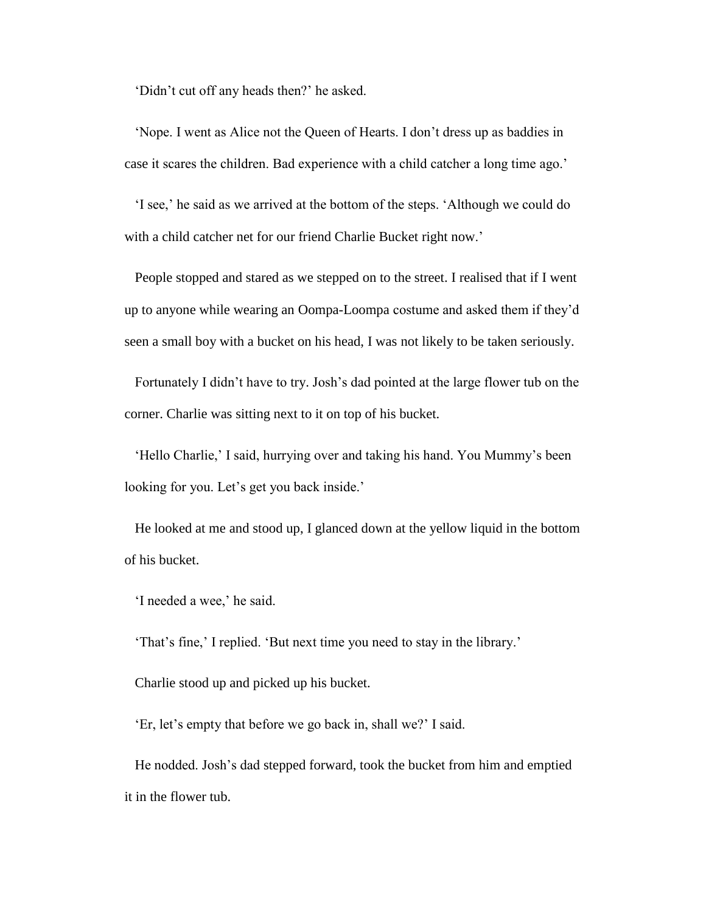'Didn't cut off any heads then?' he asked.

'Nope. I went as Alice not the Queen of Hearts. I don't dress up as baddies in case it scares the children. Bad experience with a child catcher a long time ago.'

'I see,' he said as we arrived at the bottom of the steps. 'Although we could do with a child catcher net for our friend Charlie Bucket right now.'

People stopped and stared as we stepped on to the street. I realised that if I went up to anyone while wearing an Oompa-Loompa costume and asked them if they'd seen a small boy with a bucket on his head, I was not likely to be taken seriously.

Fortunately I didn't have to try. Josh's dad pointed at the large flower tub on the corner. Charlie was sitting next to it on top of his bucket.

'Hello Charlie,' I said, hurrying over and taking his hand. You Mummy's been looking for you. Let's get you back inside.'

He looked at me and stood up, I glanced down at the yellow liquid in the bottom of his bucket.

'I needed a wee,' he said.

'That's fine,' I replied. 'But next time you need to stay in the library.'

Charlie stood up and picked up his bucket.

'Er, let's empty that before we go back in, shall we?' I said.

He nodded. Josh's dad stepped forward, took the bucket from him and emptied it in the flower tub.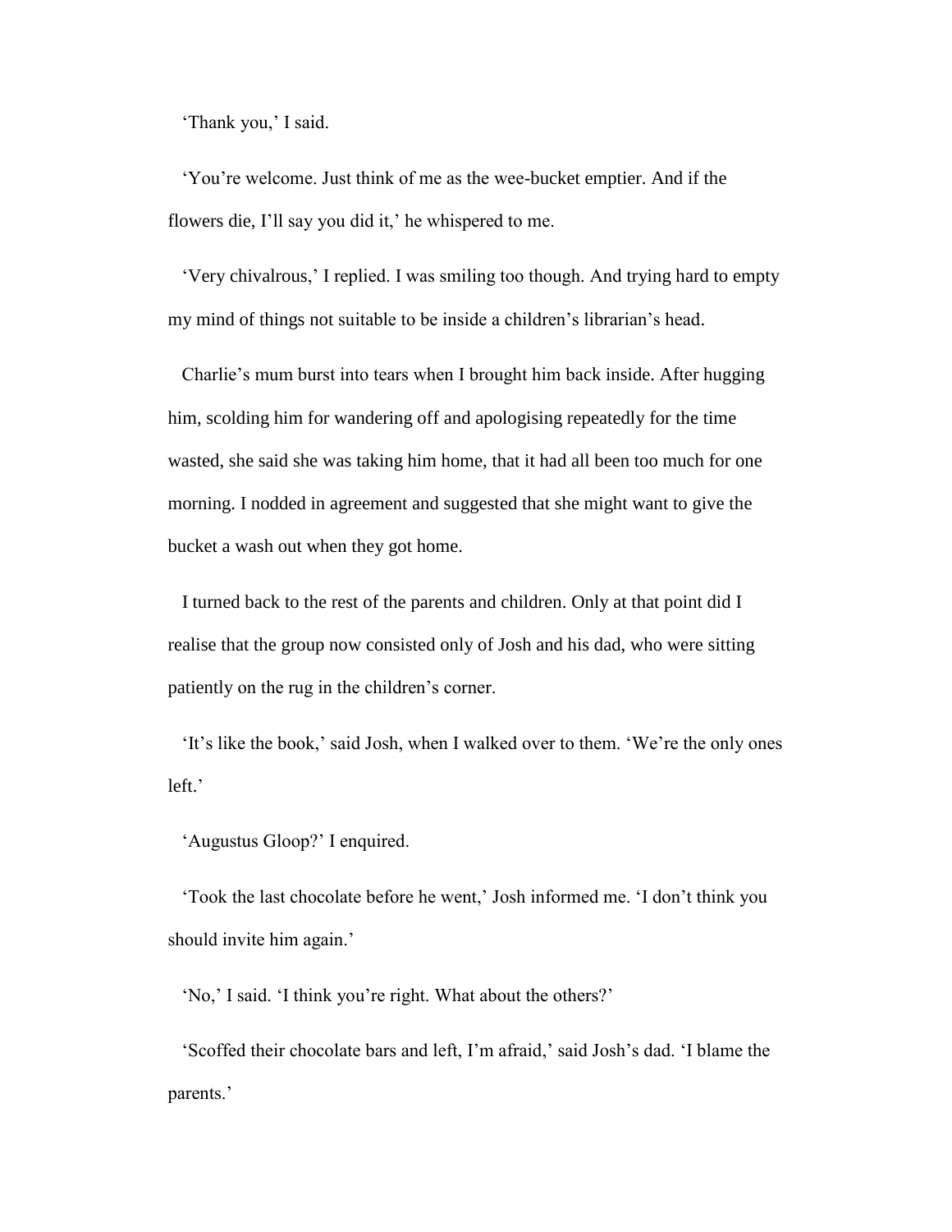'Thank you,' I said.

'You're welcome. Just think of me as the wee-bucket emptier. And if the flowers die, I'll say you did it,' he whispered to me.

'Very chivalrous,' I replied. I was smiling too though. And trying hard to empty my mind of things not suitable to be inside a children's librarian's head.

Charlie's mum burst into tears when I brought him back inside. After hugging him, scolding him for wandering off and apologising repeatedly for the time wasted, she said she was taking him home, that it had all been too much for one morning. I nodded in agreement and suggested that she might want to give the bucket a wash out when they got home.

I turned back to the rest of the parents and children. Only at that point did I realise that the group now consisted only of Josh and his dad, who were sitting patiently on the rug in the children's corner.

'It's like the book,' said Josh, when I walked over to them. 'We're the only ones left.'

'Augustus Gloop?' I enquired.

'Took the last chocolate before he went,' Josh informed me. 'I don't think you should invite him again.'

'No,' I said. 'I think you're right. What about the others?'

'Scoffed their chocolate bars and left, I'm afraid,' said Josh's dad. 'I blame the parents.'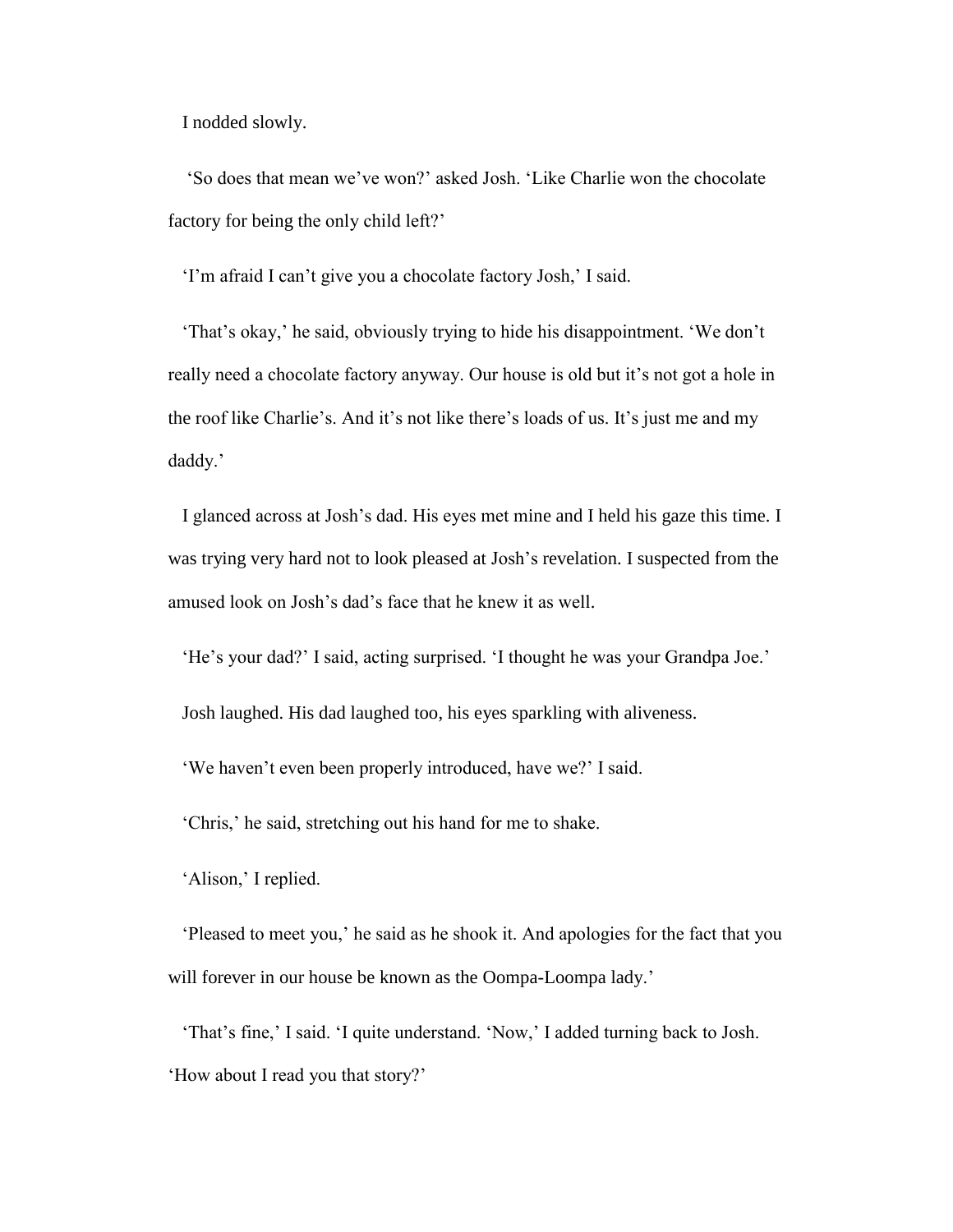I nodded slowly.

'So does that mean we've won?' asked Josh. 'Like Charlie won the chocolate factory for being the only child left?'

'I'm afraid I can't give you a chocolate factory Josh,' I said.

'That's okay,' he said, obviously trying to hide his disappointment. 'We don't really need a chocolate factory anyway. Our house is old but it's not got a hole in the roof like Charlie's. And it's not like there's loads of us. It's just me and my daddy.'

I glanced across at Josh's dad. His eyes met mine and I held his gaze this time. I was trying very hard not to look pleased at Josh's revelation. I suspected from the amused look on Josh's dad's face that he knew it as well.

'He's your dad?' I said, acting surprised. 'I thought he was your Grandpa Joe.'

Josh laughed. His dad laughed too, his eyes sparkling with aliveness.

'We haven't even been properly introduced, have we?' I said.

'Chris,' he said, stretching out his hand for me to shake.

'Alison,' I replied.

'Pleased to meet you,' he said as he shook it. And apologies for the fact that you will forever in our house be known as the Oompa-Loompa lady.'

'That's fine,' I said. 'I quite understand. 'Now,' I added turning back to Josh. 'How about I read you that story?'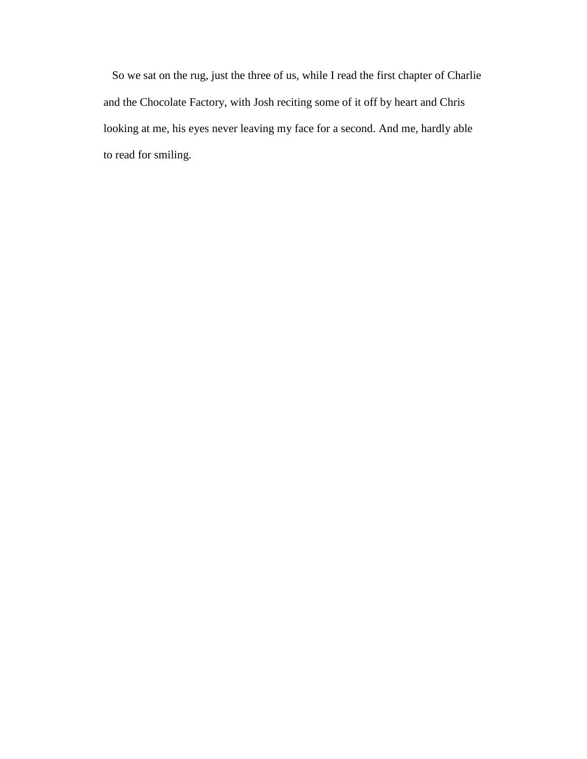So we sat on the rug, just the three of us, while I read the first chapter of Charlie and the Chocolate Factory, with Josh reciting some of it off by heart and Chris looking at me, his eyes never leaving my face for a second. And me, hardly able to read for smiling.